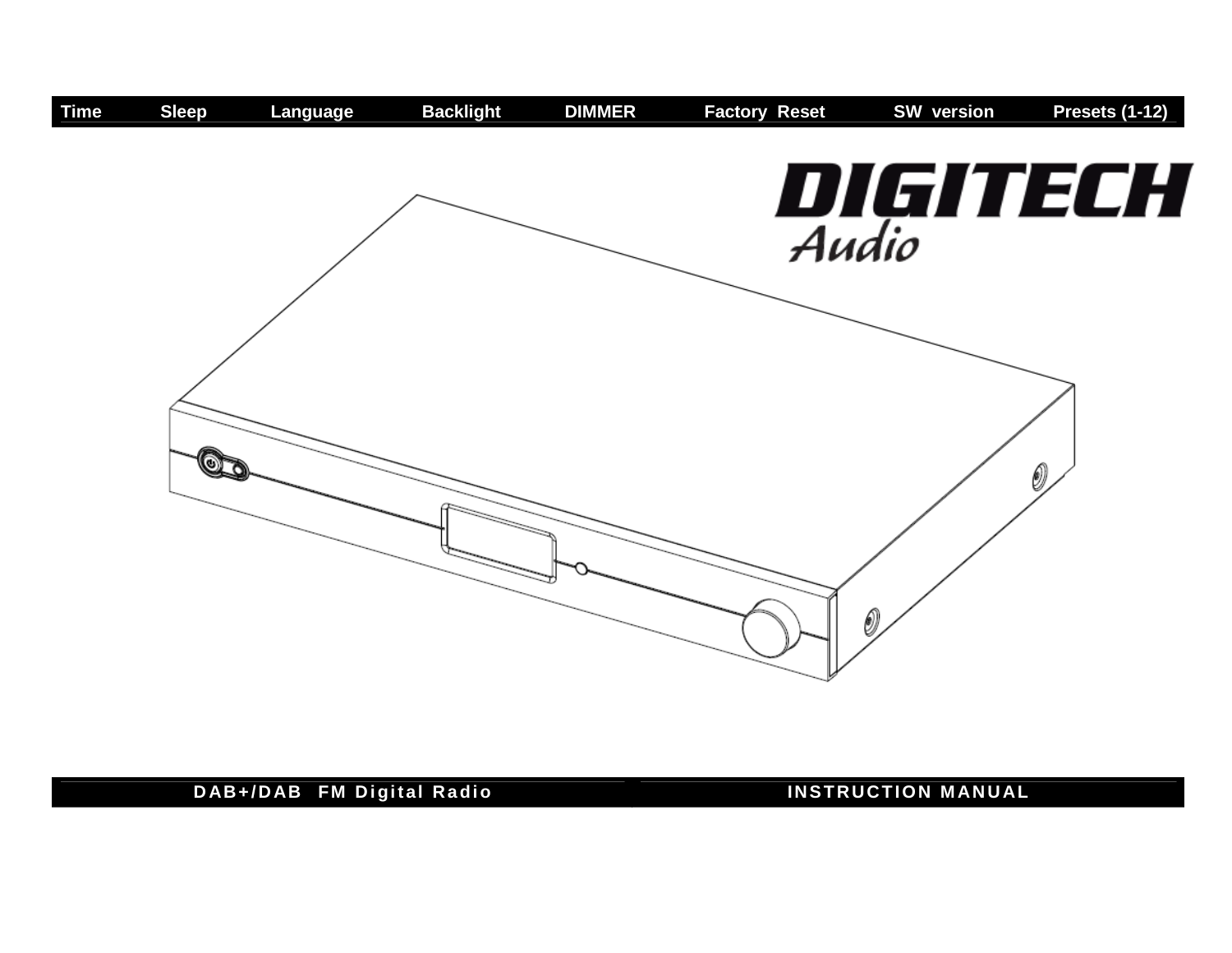Time Sleep Language Backlight DIMMER Factory Reset SW version Presets (1-12)

# DIGITECH Audio

DAB+/DAB FM Digital Radio

INSTRUCTION MANUAL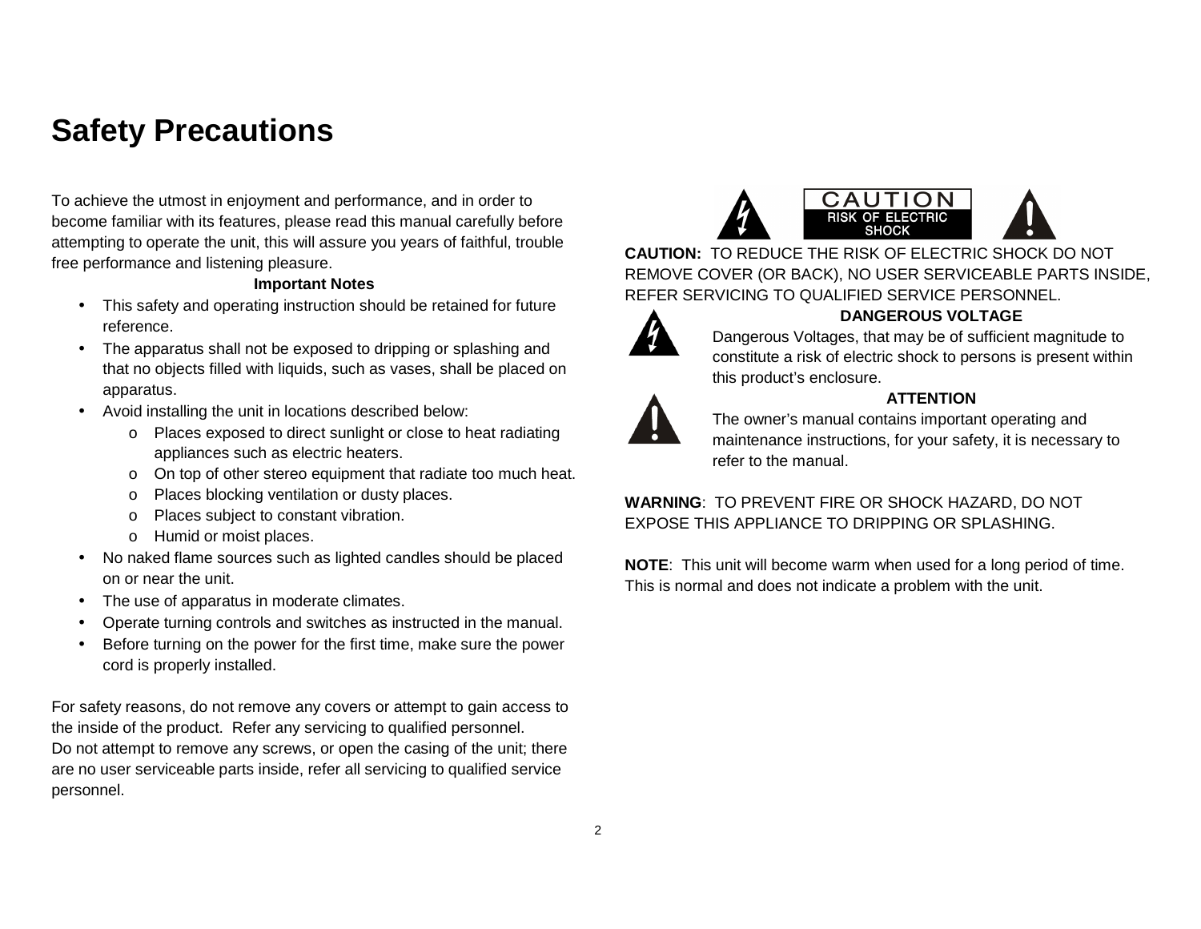# Safety Precautions

To achieve the utmost in enjoyment and performance, and in order to become familiar with its features, please read this manual carefully before attempting to operate the unit, this will assure you years of faithful, trouble free performance and listening pleasure.

**Important Notes**

- This safety and operating instruction should be retained for future reference.
- The apparatus shall not be exposed to dripping or splashing and that no objects filled with liquids, such as vases, shall be placed on apparatus.
- Avoid installing the unit in locations described below:
  - Places exposed to direct sunlight or close to heat radiating appliances such as electric heaters.
  - On top of other stereo equipment that radiate too much heat.
  - Places blocking ventilation or dusty places.
  - Places subject to constant vibration.
  - Humid or moist places.
- No naked flame sources such as lighted candles should be placed on or near the unit.
- The use of apparatus in moderate climates.
- Operate turning controls and switches as instructed in the manual.
- Before turning on the power for the first time, make sure the power cord is properly installed.

For safety reasons, do not remove any covers or attempt to gain access to the inside of the product. Refer any servicing to qualified personnel.
Do not attempt to remove any screws, or open the casing of the unit; there are no user serviceable parts inside, refer all servicing to qualified service personnel.

CAUTION
RISK OF ELECTRIC SHOCK

**CAUTION:** TO REDUCE THE RISK OF ELECTRIC SHOCK DO NOT REMOVE COVER (OR BACK), NO USER SERVICEABLE PARTS INSIDE, REFER SERVICING TO QUALIFIED SERVICE PERSONNEL.

**DANGEROUS VOLTAGE**

Dangerous Voltages, that may be of sufficient magnitude to constitute a risk of electric shock to persons is present within this product's enclosure.

**ATTENTION**

The owner's manual contains important operating and maintenance instructions, for your safety, it is necessary to refer to the manual.

**WARNING**: TO PREVENT FIRE OR SHOCK HAZARD, DO NOT EXPOSE THIS APPLIANCE TO DRIPPING OR SPLASHING.

**NOTE**: This unit will become warm when used for a long period of time. This is normal and does not indicate a problem with the unit.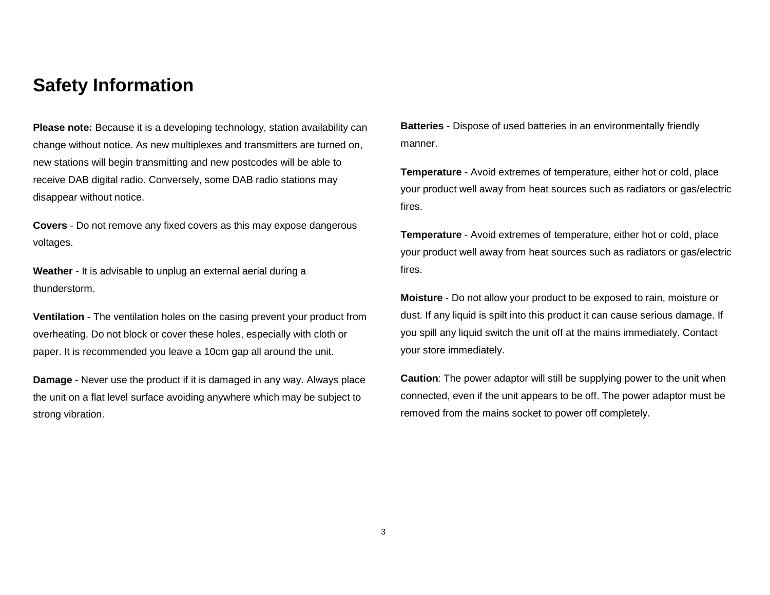# Safety Information

**Please note:** Because it is a developing technology, station availability can change without notice. As new multiplexes and transmitters are turned on, new stations will begin transmitting and new postcodes will be able to receive DAB digital radio. Conversely, some DAB radio stations may disappear without notice.

**Covers** - Do not remove any fixed covers as this may expose dangerous voltages.

**Weather** - It is advisable to unplug an external aerial during a thunderstorm.

**Ventilation** - The ventilation holes on the casing prevent your product from overheating. Do not block or cover these holes, especially with cloth or paper. It is recommended you leave a 10cm gap all around the unit.

**Damage** - Never use the product if it is damaged in any way. Always place the unit on a flat level surface avoiding anywhere which may be subject to strong vibration.

**Batteries** - Dispose of used batteries in an environmentally friendly manner.

**Temperature** - Avoid extremes of temperature, either hot or cold, place your product well away from heat sources such as radiators or gas/electric fires.

**Temperature** - Avoid extremes of temperature, either hot or cold, place your product well away from heat sources such as radiators or gas/electric fires.

**Moisture** - Do not allow your product to be exposed to rain, moisture or dust. If any liquid is spilt into this product it can cause serious damage. If you spill any liquid switch the unit off at the mains immediately. Contact your store immediately.

**Caution**: The power adaptor will still be supplying power to the unit when connected, even if the unit appears to be off. The power adaptor must be removed from the mains socket to power off completely.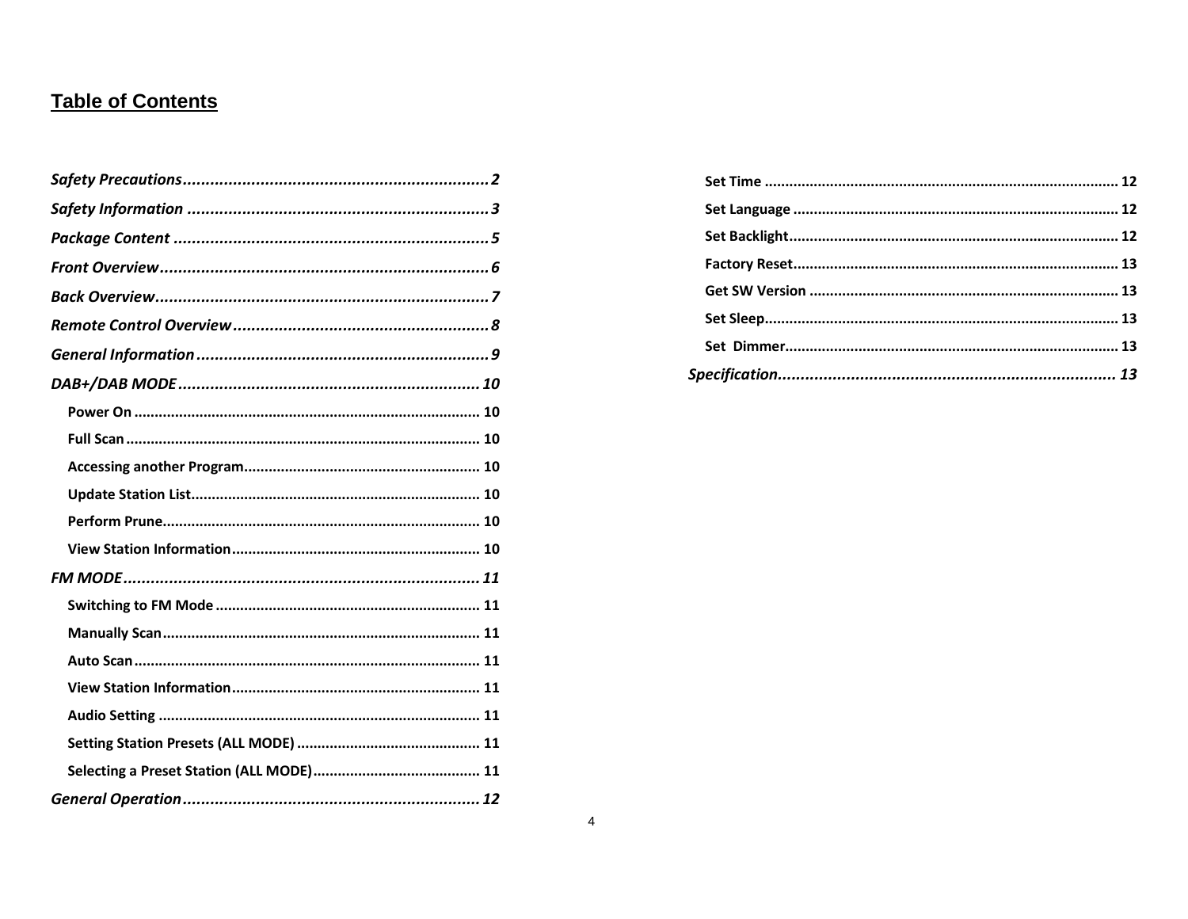## Table of Contents

*Safety Precautions* .................................................................. *2*

*Safety Information* .................................................................. *3*

*Package Content* ..................................................................... *5*

*Front Overview* ....................................................................... *6*

*Back Overview* ........................................................................ *7*

*Remote Control Overview* ......................................................... *8*

*General Information* ................................................................. *9*

*DAB+/DAB MODE* ..................................................................... *10*

- **Power On** .................................................................... 10
- **Full Scan** ..................................................................... 10
- **Accessing another Program** ........................................... 10
- **Update Station List** ....................................................... 10
- **Perform Prune** .............................................................. 10
- **View Station Information** .............................................. 10

*FM MODE* ................................................................................ *11*

- **Switching to FM Mode** ................................................... 11
- **Manually Scan** .............................................................. 11
- **Auto Scan** ..................................................................... 11
- **View Station Information** .............................................. 11
- **Audio Setting** ............................................................... 11
- **Setting Station Presets (ALL MODE)** ............................. 11
- **Selecting a Preset Station (ALL MODE)** ......................... 11

*General Operation* ................................................................... *12*

- **Set Time** ....................................................................... 12
- **Set Language** ............................................................... 12
- **Set Backlight** ................................................................ 12
- **Factory Reset** ............................................................... 13
- **Get SW Version** ............................................................ 13
- **Set Sleep** ...................................................................... 13
- **Set Dimmer** .................................................................. 13

*Specification* ........................................................................... *13*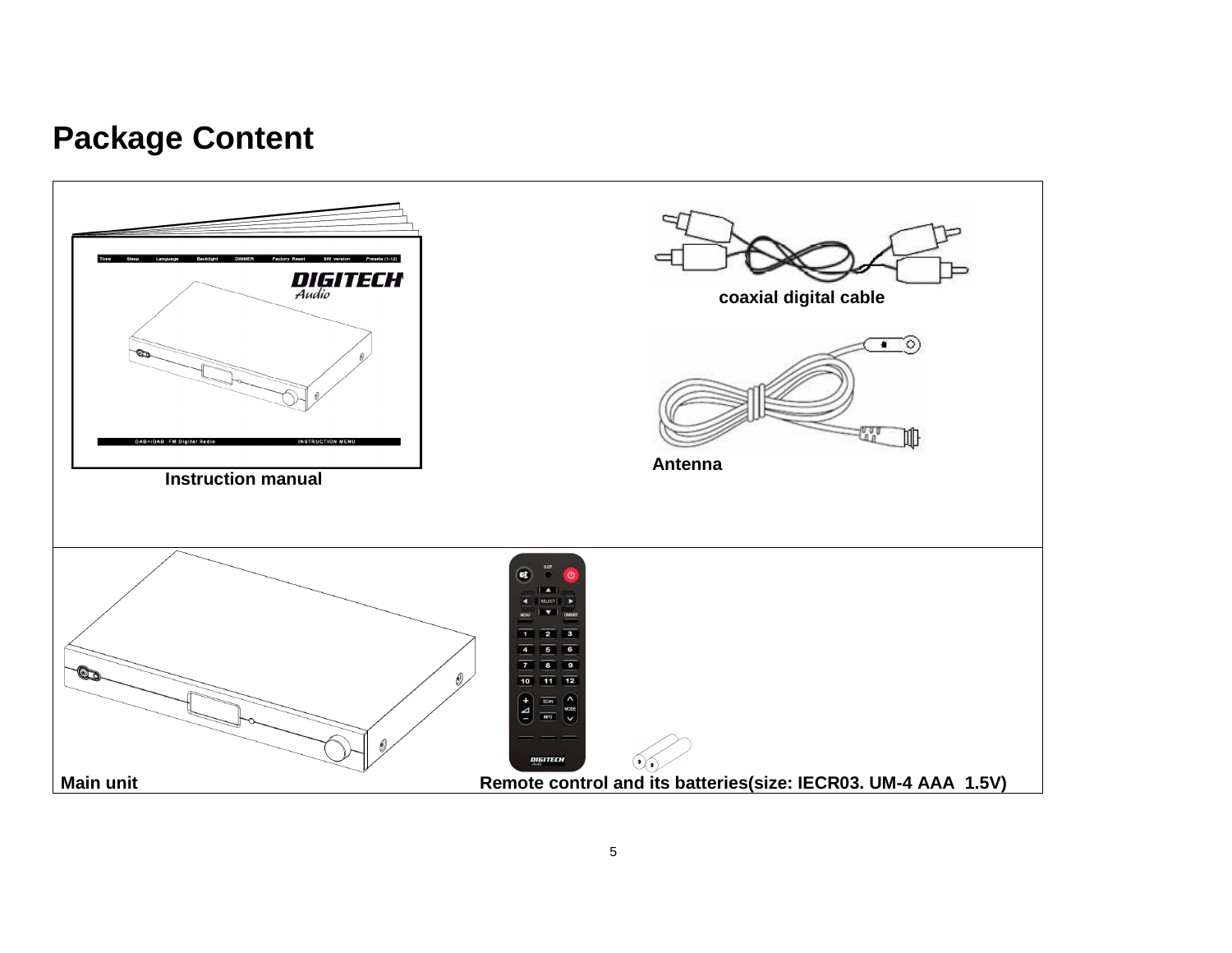# Package Content

| | |
|---|---|
| Instruction manual | coaxial digital cable<br>Antenna |
| Main unit | Remote control and its batteries(size: IECR03. UM-4 AAA 1.5V) |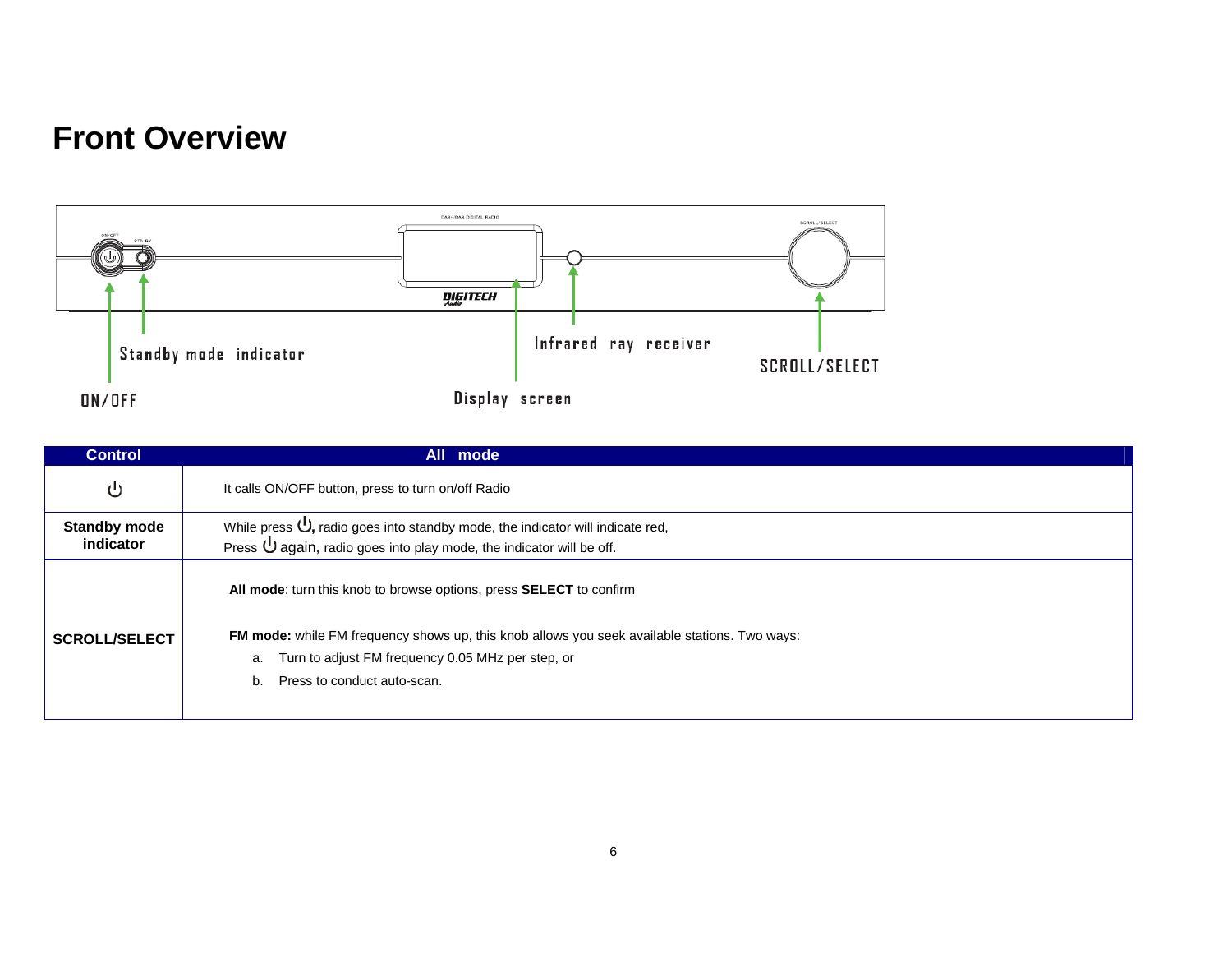# Front Overview

ON/OFF

Standby mode indicator

Display screen

Infrared ray receiver

SCROLL/SELECT

| Control | All mode |
|---|---|
| ⏻ | It calls ON/OFF button, press to turn on/off Radio |
| **Standby mode indicator** | While press ⏻**,** radio goes into standby mode, the indicator will indicate red,<br>Press ⏻ again, radio goes into play mode, the indicator will be off. |
| **SCROLL/SELECT** | **All mode**: turn this knob to browse options, press **SELECT** to confirm<br><br>**FM mode:** while FM frequency shows up, this knob allows you seek available stations. Two ways:<br>a. Turn to adjust FM frequency 0.05 MHz per step, or<br>b. Press to conduct auto-scan. |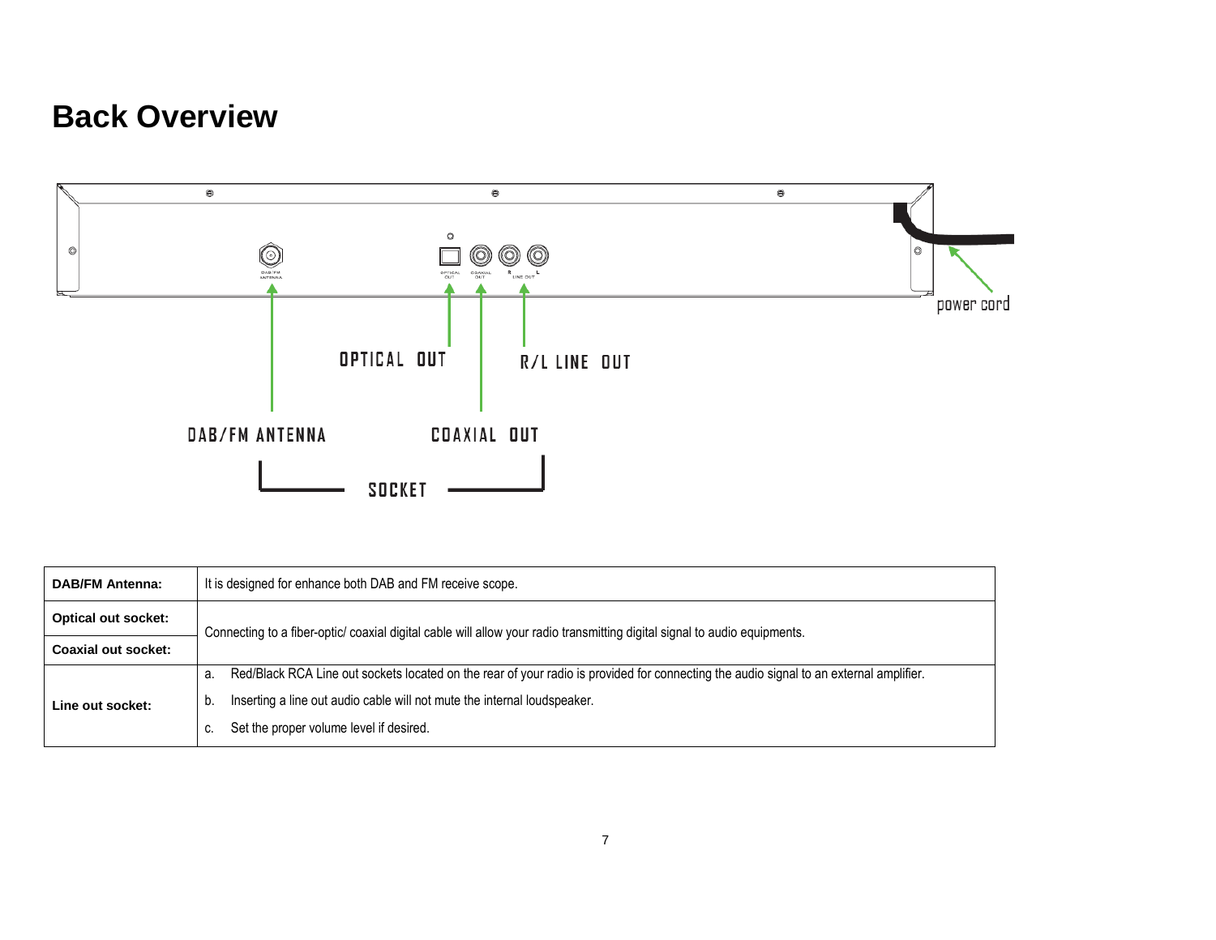# Back Overview

OPTICAL OUT

R/L LINE OUT

power cord

DAB/FM ANTENNA

COAXIAL OUT

SOCKET

| | |
|---|---|
| **DAB/FM Antenna:** | It is designed for enhance both DAB and FM receive scope. |
| **Optical out socket:** | Connecting to a fiber-optic/ coaxial digital cable will allow your radio transmitting digital signal to audio equipments. |
| **Coaxial out socket:** | |
| **Line out socket:** | a. Red/Black RCA Line out sockets located on the rear of your radio is provided for connecting the audio signal to an external amplifier.<br>b. Inserting a line out audio cable will not mute the internal loudspeaker.<br>c. Set the proper volume level if desired. |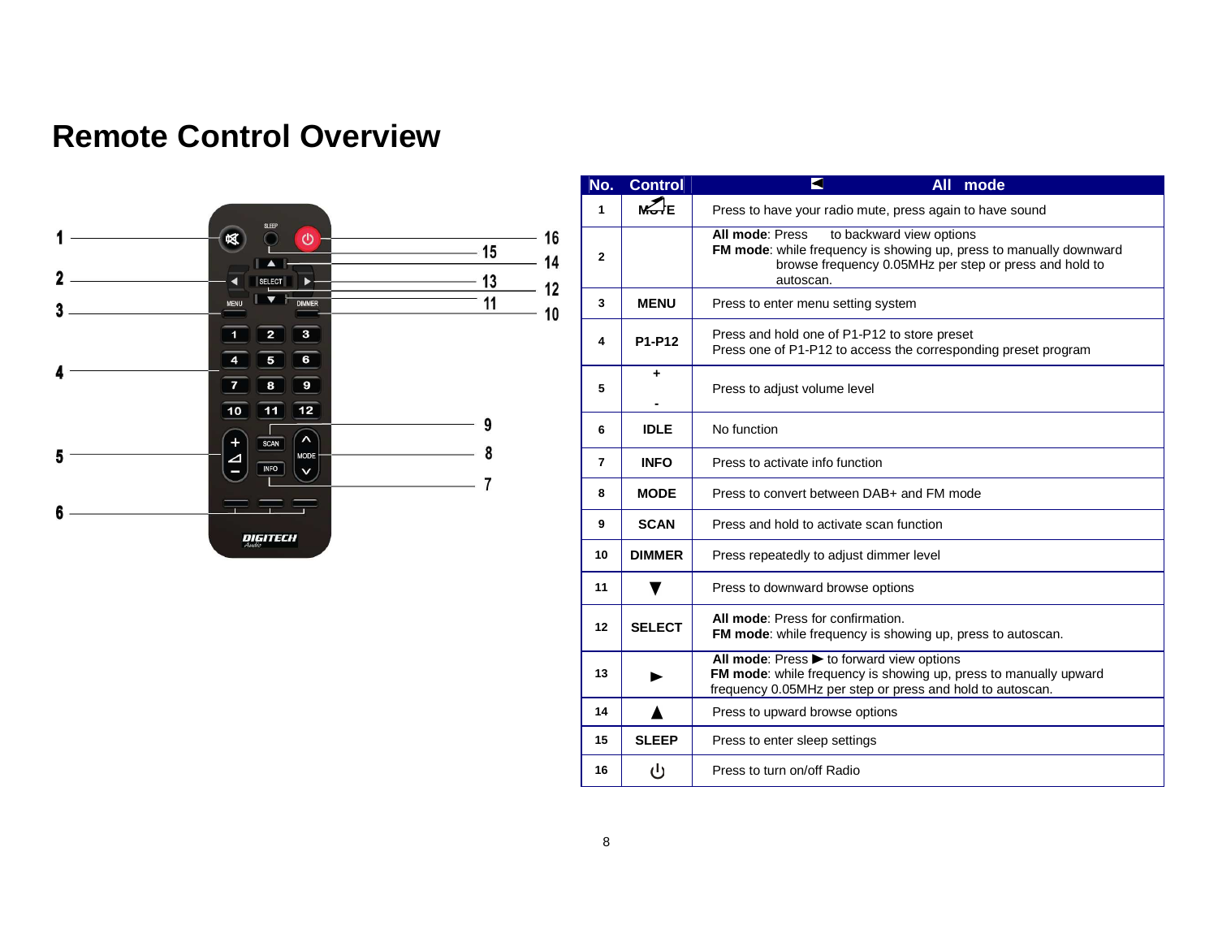# Remote Control Overview

| No. | Control | All mode |
|---|---|---|
| 1 | MUTE | Press to have your radio mute, press again to have sound |
| 2 | | **All mode**: Press to backward view options<br>**FM mode**: while frequency is showing up, press to manually downward browse frequency 0.05MHz per step or press and hold to autoscan. |
| 3 | MENU | Press to enter menu setting system |
| 4 | P1-P12 | Press and hold one of P1-P12 to store preset<br>Press one of P1-P12 to access the corresponding preset program |
| 5 | + -- | Press to adjust volume level |
| 6 | IDLE | No function |
| 7 | INFO | Press to activate info function |
| 8 | MODE | Press to convert between DAB+ and FM mode |
| 9 | SCAN | Press and hold to activate scan function |
| 10 | DIMMER | Press repeatedly to adjust dimmer level |
| 11 | ▼ | Press to downward browse options |
| 12 | SELECT | **All mode**: Press for confirmation.<br>**FM mode**: while frequency is showing up, press to autoscan. |
| 13 | ► | **All mode**: Press ► to forward view options<br>**FM mode**: while frequency is showing up, press to manually upward frequency 0.05MHz per step or press and hold to autoscan. |
| 14 | ▲ | Press to upward browse options |
| 15 | SLEEP | Press to enter sleep settings |
| 16 | ⏻ | Press to turn on/off Radio |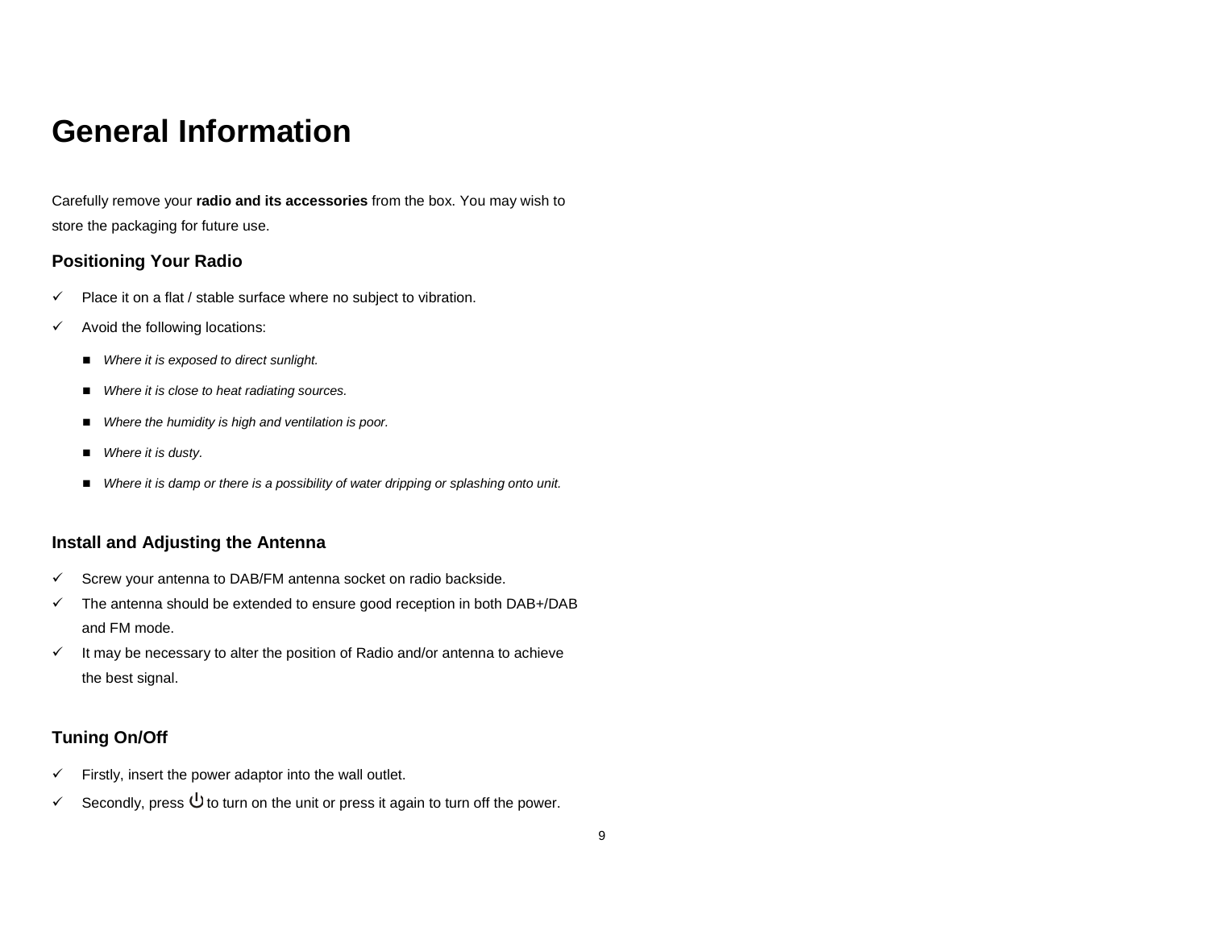# General Information

Carefully remove your **radio and its accessories** from the box. You may wish to store the packaging for future use.

## Positioning Your Radio

- ✓ Place it on a flat / stable surface where no subject to vibration.
- ✓ Avoid the following locations:
  - *Where it is exposed to direct sunlight.*
  - *Where it is close to heat radiating sources.*
  - *Where the humidity is high and ventilation is poor.*
  - *Where it is dusty.*
  - *Where it is damp or there is a possibility of water dripping or splashing onto unit.*

## Install and Adjusting the Antenna

- ✓ Screw your antenna to DAB/FM antenna socket on radio backside.
- ✓ The antenna should be extended to ensure good reception in both DAB+/DAB and FM mode.
- ✓ It may be necessary to alter the position of Radio and/or antenna to achieve the best signal.

## Tuning On/Off

- ✓ Firstly, insert the power adaptor into the wall outlet.
- ✓ Secondly, press ⏻ to turn on the unit or press it again to turn off the power.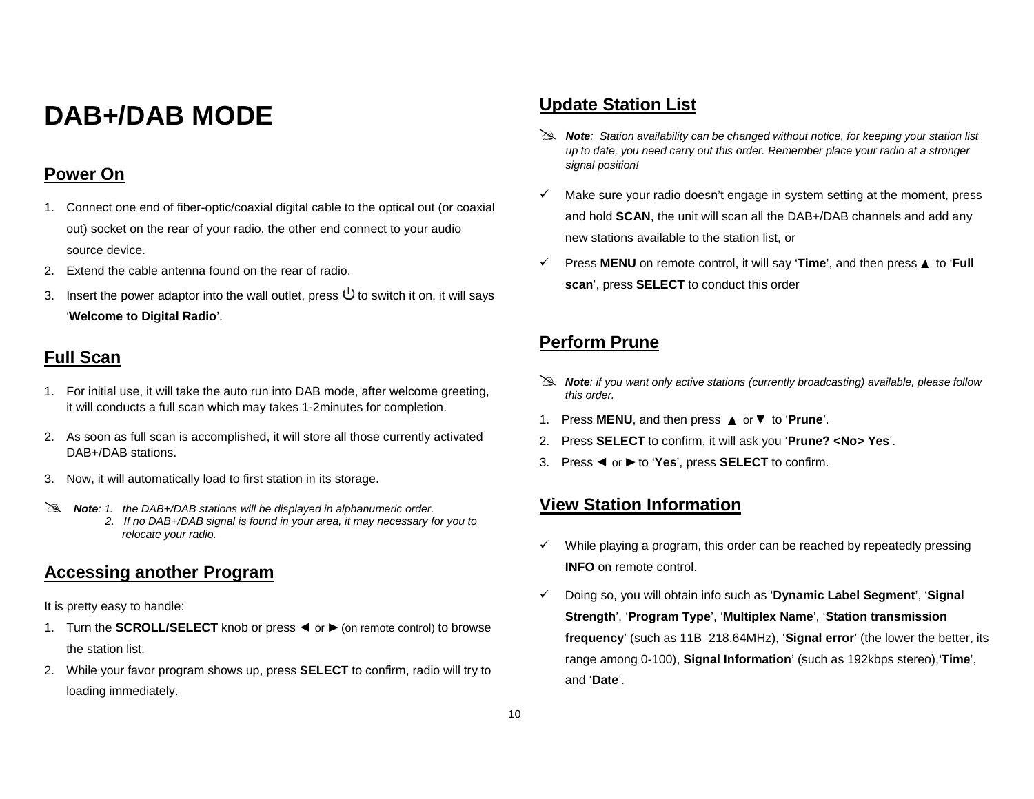# DAB+/DAB MODE

## Power On

1. Connect one end of fiber-optic/coaxial digital cable to the optical out (or coaxial out) socket on the rear of your radio, the other end connect to your audio source device.
2. Extend the cable antenna found on the rear of radio.
3. Insert the power adaptor into the wall outlet, press ⏻ to switch it on, it will says '**Welcome to Digital Radio**'.

## Full Scan

1. For initial use, it will take the auto run into DAB mode, after welcome greeting, it will conducts a full scan which may takes 1-2minutes for completion.
2. As soon as full scan is accomplished, it will store all those currently activated DAB+/DAB stations.
3. Now, it will automatically load to first station in its storage.

✎ ***Note**: 1. the DAB+/DAB stations will be displayed in alphanumeric order.*
*2. If no DAB+/DAB signal is found in your area, it may necessary for you to relocate your radio.*

## Accessing another Program

It is pretty easy to handle:

1. Turn the **SCROLL/SELECT** knob or press ◄ or ► (on remote control) to browse the station list.
2. While your favor program shows up, press **SELECT** to confirm, radio will try to loading immediately.

## Update Station List

✎ ***Note**: Station availability can be changed without notice, for keeping your station list up to date, you need carry out this order. Remember place your radio at a stronger signal position!*

- ✓ Make sure your radio doesn't engage in system setting at the moment, press and hold **SCAN**, the unit will scan all the DAB+/DAB channels and add any new stations available to the station list, or
- ✓ Press **MENU** on remote control, it will say '**Time**', and then press ▲ to '**Full scan**', press **SELECT** to conduct this order

## Perform Prune

✎ ***Note**: if you want only active stations (currently broadcasting) available, please follow this order.*

1. Press **MENU**, and then press ▲ or ▼ to '**Prune**'.
2. Press **SELECT** to confirm, it will ask you '**Prune? <No> Yes**'.
3. Press ◄ or ► to '**Yes**', press **SELECT** to confirm.

## View Station Information

- ✓ While playing a program, this order can be reached by repeatedly pressing **INFO** on remote control.
- ✓ Doing so, you will obtain info such as '**Dynamic Label Segment**', '**Signal Strength**', '**Program Type**', '**Multiplex Name**', '**Station transmission frequency**' (such as 11B 218.64MHz), '**Signal error**' (the lower the better, its range among 0-100), **Signal Information**' (such as 192kbps stereo),'**Time**', and '**Date**'.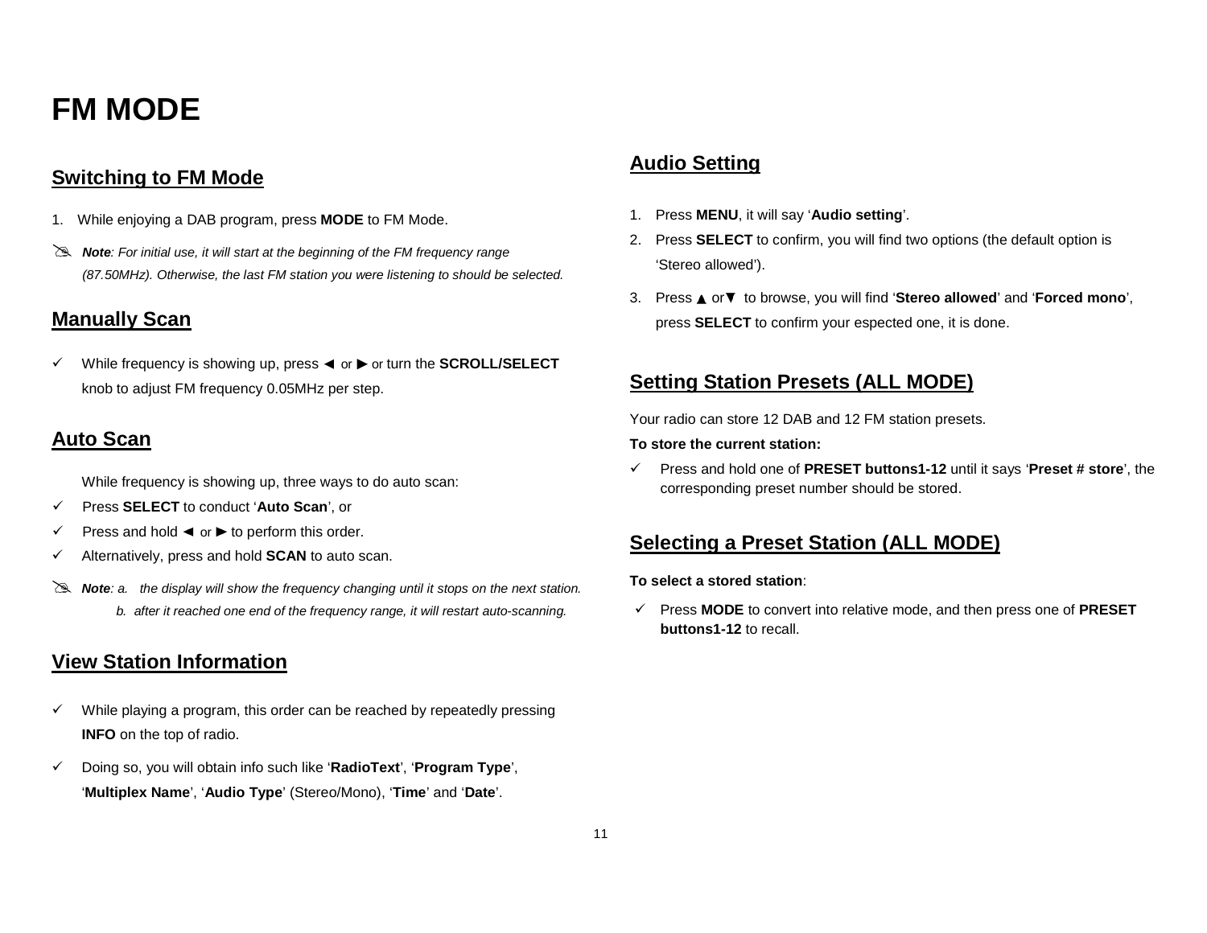# FM MODE

## Switching to FM Mode

1. While enjoying a DAB program, press **MODE** to FM Mode.

✎ ***Note**: For initial use, it will start at the beginning of the FM frequency range (87.50MHz). Otherwise, the last FM station you were listening to should be selected.*

## Manually Scan

- ✓ While frequency is showing up, press ◄ or ► or turn the **SCROLL/SELECT** knob to adjust FM frequency 0.05MHz per step.

## Auto Scan

While frequency is showing up, three ways to do auto scan:

- ✓ Press **SELECT** to conduct '**Auto Scan**', or
- ✓ Press and hold ◄ or ► to perform this order.
- ✓ Alternatively, press and hold **SCAN** to auto scan.

✎ ***Note**: a. the display will show the frequency changing until it stops on the next station.*
*b. after it reached one end of the frequency range, it will restart auto-scanning.*

## View Station Information

- ✓ While playing a program, this order can be reached by repeatedly pressing **INFO** on the top of radio.
- ✓ Doing so, you will obtain info such like '**RadioText**', '**Program Type**', '**Multiplex Name**', '**Audio Type**' (Stereo/Mono), '**Time**' and '**Date**'.

## Audio Setting

1. Press **MENU**, it will say '**Audio setting**'.
2. Press **SELECT** to confirm, you will find two options (the default option is 'Stereo allowed').
3. Press ▲ or▼ to browse, you will find '**Stereo allowed**' and '**Forced mono**', press **SELECT** to confirm your espected one, it is done.

## Setting Station Presets (ALL MODE)

Your radio can store 12 DAB and 12 FM station presets.

**To store the current station:**

- ✓ Press and hold one of **PRESET buttons1-12** until it says '**Preset # store**', the corresponding preset number should be stored.

## Selecting a Preset Station (ALL MODE)

**To select a stored station**:

- ✓ Press **MODE** to convert into relative mode, and then press one of **PRESET buttons1-12** to recall.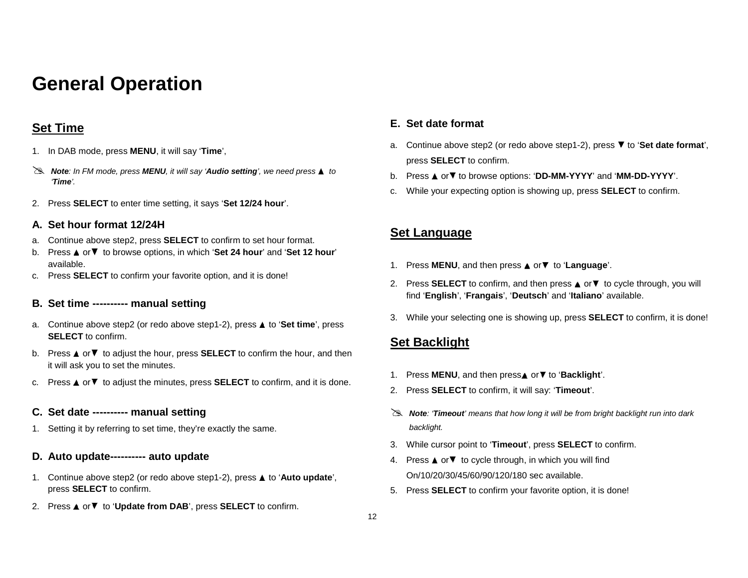# General Operation

## Set Time

1. In DAB mode, press **MENU**, it will say '**Time**',

✍ *Note: In FM mode, press* ***MENU****, it will say '****Audio setting****', we need press ▲ to '****Time****'.*

2. Press **SELECT** to enter time setting, it says '**Set 12/24 hour**'.

### A. Set hour format 12/24H

a. Continue above step2, press **SELECT** to confirm to set hour format.
b. Press ▲ or▼ to browse options, in which '**Set 24 hour**' and '**Set 12 hour**' available.
c. Press **SELECT** to confirm your favorite option, and it is done!

### B. Set time ---------- manual setting

a. Continue above step2 (or redo above step1-2), press ▲ to '**Set time**', press **SELECT** to confirm.
b. Press ▲ or▼ to adjust the hour, press **SELECT** to confirm the hour, and then it will ask you to set the minutes.
c. Press ▲ or▼ to adjust the minutes, press **SELECT** to confirm, and it is done.

### C. Set date ---------- manual setting

1. Setting it by referring to set time, they're exactly the same.

### D. Auto update---------- auto update

1. Continue above step2 (or redo above step1-2), press ▲ to '**Auto update**', press **SELECT** to confirm.
2. Press ▲ or▼ to '**Update from DAB**', press **SELECT** to confirm.

### E. Set date format

a. Continue above step2 (or redo above step1-2), press ▼ to '**Set date format**', press **SELECT** to confirm.
b. Press ▲ or▼ to browse options: '**DD-MM-YYYY**' and '**MM-DD-YYYY**'.
c. While your expecting option is showing up, press **SELECT** to confirm.

## Set Language

1. Press **MENU**, and then press ▲ or▼ to '**Language**'.
2. Press **SELECT** to confirm, and then press ▲ or▼ to cycle through, you will find '**English**', '**Frangais**', '**Deutsch**' and '**Italiano**' available.
3. While your selecting one is showing up, press **SELECT** to confirm, it is done!

## Set Backlight

1. Press **MENU**, and then press▲ or▼ to '**Backlight**'.
2. Press **SELECT** to confirm, it will say: '**Timeout**'.

✍ ***Note****: '****Timeout****' means that how long it will be from bright backlight run into dark backlight.*

3. While cursor point to '**Timeout**', press **SELECT** to confirm.
4. Press ▲ or▼ to cycle through, in which you will find On/10/20/30/45/60/90/120/180 sec available.
5. Press **SELECT** to confirm your favorite option, it is done!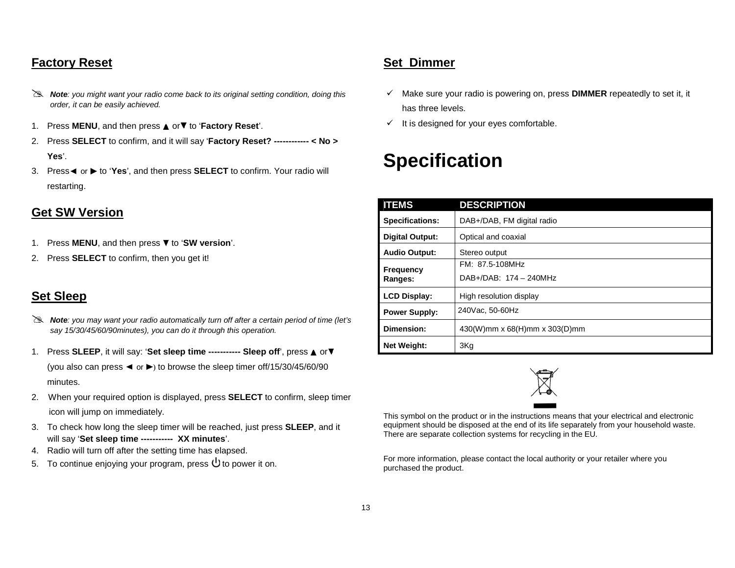## Factory Reset

✍ ***Note**: you might want your radio come back to its original setting condition, doing this order, it can be easily achieved.*

1. Press **MENU**, and then press ▲ or▼ to '**Factory Reset**'.
2. Press **SELECT** to confirm, and it will say '**Factory Reset? ------------ < No > Yes**'.
3. Press◄ or ► to '**Yes**', and then press **SELECT** to confirm. Your radio will restarting.

## Get SW Version

1. Press **MENU**, and then press ▼ to '**SW version**'.
2. Press **SELECT** to confirm, then you get it!

## Set Sleep

✍ ***Note**: you may want your radio automatically turn off after a certain period of time (let's say 15/30/45/60/90minutes), you can do it through this operation.*

1. Press **SLEEP**, it will say: '**Set sleep time ----------- Sleep off**', press ▲ or▼ (you also can press ◄ or ►) to browse the sleep timer off/15/30/45/60/90 minutes.
2. When your required option is displayed, press **SELECT** to confirm, sleep timer icon will jump on immediately.
3. To check how long the sleep timer will be reached, just press **SLEEP**, and it will say '**Set sleep time ----------- XX minutes**'.
4. Radio will turn off after the setting time has elapsed.
5. To continue enjoying your program, press ⏻ to power it on.

## Set Dimmer

- ✓ Make sure your radio is powering on, press **DIMMER** repeatedly to set it, it has three levels.
- ✓ It is designed for your eyes comfortable.

# Specification

| ITEMS | DESCRIPTION |
|---|---|
| **Specifications:** | DAB+/DAB, FM digital radio |
| **Digital Output:** | Optical and coaxial |
| **Audio Output:** | Stereo output |
| **Frequency Ranges:** | FM: 87.5-108MHz<br>DAB+/DAB: 174 – 240MHz |
| **LCD Display:** | High resolution display |
| **Power Supply:** | 240Vac, 50-60Hz |
| **Dimension:** | 430(W)mm x 68(H)mm x 303(D)mm |
| **Net Weight:** | 3Kg |

This symbol on the product or in the instructions means that your electrical and electronic equipment should be disposed at the end of its life separately from your household waste. There are separate collection systems for recycling in the EU.

For more information, please contact the local authority or your retailer where you purchased the product.